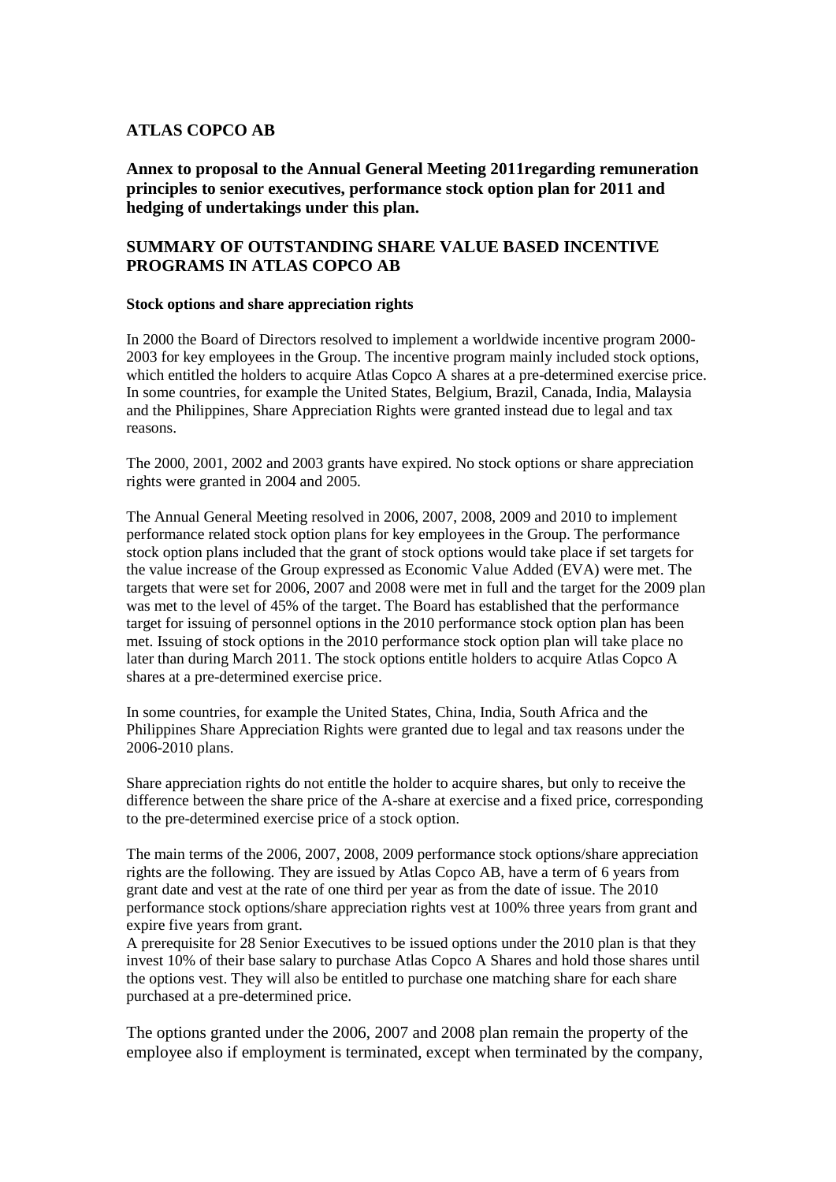**ATLAS COPCO AB**

**Annex to proposal to the Annual General Meeting 2011regarding remuneration principles to senior executives, performance stock option plan for 2011 and hedging of undertakings under this plan.**

## SUMMARY OF OUTSTANDING SHARE VALUE BASED INCENTIVE PROGRAMS IN ATLAS COPCO AB

**Stock options and share appreciation rights**

In 2000 the Board of Directors resolved to implement a worldwide incentive program 2000-2003 for key employees in the Group. The incentive program mainly included stock options, which entitled the holders to acquire Atlas Copco A shares at a pre-determined exercise price. In some countries, for example the United States, Belgium, Brazil, Canada, India, Malaysia and the Philippines, Share Appreciation Rights were granted instead due to legal and tax reasons.

The 2000, 2001, 2002 and 2003 grants have expired. No stock options or share appreciation rights were granted in 2004 and 2005.

The Annual General Meeting resolved in 2006, 2007, 2008, 2009 and 2010 to implement performance related stock option plans for key employees in the Group. The performance stock option plans included that the grant of stock options would take place if set targets for the value increase of the Group expressed as Economic Value Added (EVA) were met. The targets that were set for 2006, 2007 and 2008 were met in full and the target for the 2009 plan was met to the level of 45% of the target. The Board has established that the performance target for issuing of personnel options in the 2010 performance stock option plan has been met. Issuing of stock options in the 2010 performance stock option plan will take place no later than during March 2011. The stock options entitle holders to acquire Atlas Copco A shares at a pre-determined exercise price.

In some countries, for example the United States, China, India, South Africa and the Philippines Share Appreciation Rights were granted due to legal and tax reasons under the 2006-2010 plans.

Share appreciation rights do not entitle the holder to acquire shares, but only to receive the difference between the share price of the A-share at exercise and a fixed price, corresponding to the pre-determined exercise price of a stock option.

The main terms of the 2006, 2007, 2008, 2009 performance stock options/share appreciation rights are the following. They are issued by Atlas Copco AB, have a term of 6 years from grant date and vest at the rate of one third per year as from the date of issue. The 2010 performance stock options/share appreciation rights vest at 100% three years from grant and expire five years from grant.
A prerequisite for 28 Senior Executives to be issued options under the 2010 plan is that they invest 10% of their base salary to purchase Atlas Copco A Shares and hold those shares until the options vest. They will also be entitled to purchase one matching share for each share purchased at a pre-determined price.

The options granted under the 2006, 2007 and 2008 plan remain the property of the employee also if employment is terminated, except when terminated by the company,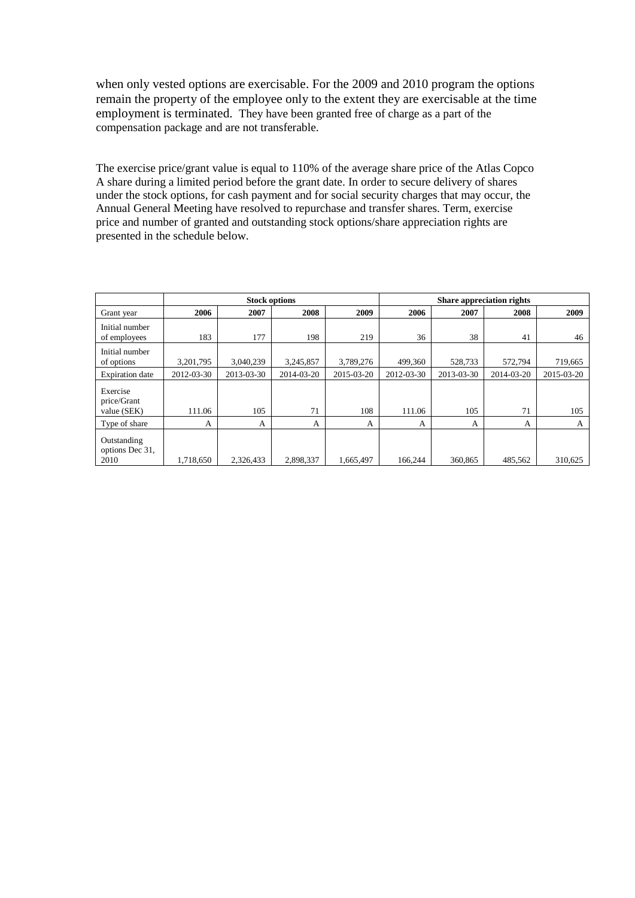when only vested options are exercisable. For the 2009 and 2010 program the options remain the property of the employee only to the extent they are exercisable at the time employment is terminated. They have been granted free of charge as a part of the compensation package and are not transferable.

The exercise price/grant value is equal to 110% of the average share price of the Atlas Copco A share during a limited period before the grant date. In order to secure delivery of shares under the stock options, for cash payment and for social security charges that may occur, the Annual General Meeting have resolved to repurchase and transfer shares. Term, exercise price and number of granted and outstanding stock options/share appreciation rights are presented in the schedule below.

| | **Stock options** | | | | **Share appreciation rights** | | | |
|---|---|---|---|---|---|---|---|---|
| Grant year | **2006** | **2007** | **2008** | **2009** | **2006** | **2007** | **2008** | **2009** |
| Initial number of employees | 183 | 177 | 198 | 219 | 36 | 38 | 41 | 46 |
| Initial number of options | 3,201,795 | 3,040,239 | 3,245,857 | 3,789,276 | 499,360 | 528,733 | 572,794 | 719,665 |
| Expiration date | 2012-03-30 | 2013-03-30 | 2014-03-20 | 2015-03-20 | 2012-03-30 | 2013-03-30 | 2014-03-20 | 2015-03-20 |
| Exercise price/Grant value (SEK) | 111.06 | 105 | 71 | 108 | 111.06 | 105 | 71 | 105 |
| Type of share | A | A | A | A | A | A | A | A |
| Outstanding options Dec 31, 2010 | 1,718,650 | 2,326,433 | 2,898,337 | 1,665,497 | 166,244 | 360,865 | 485,562 | 310,625 |